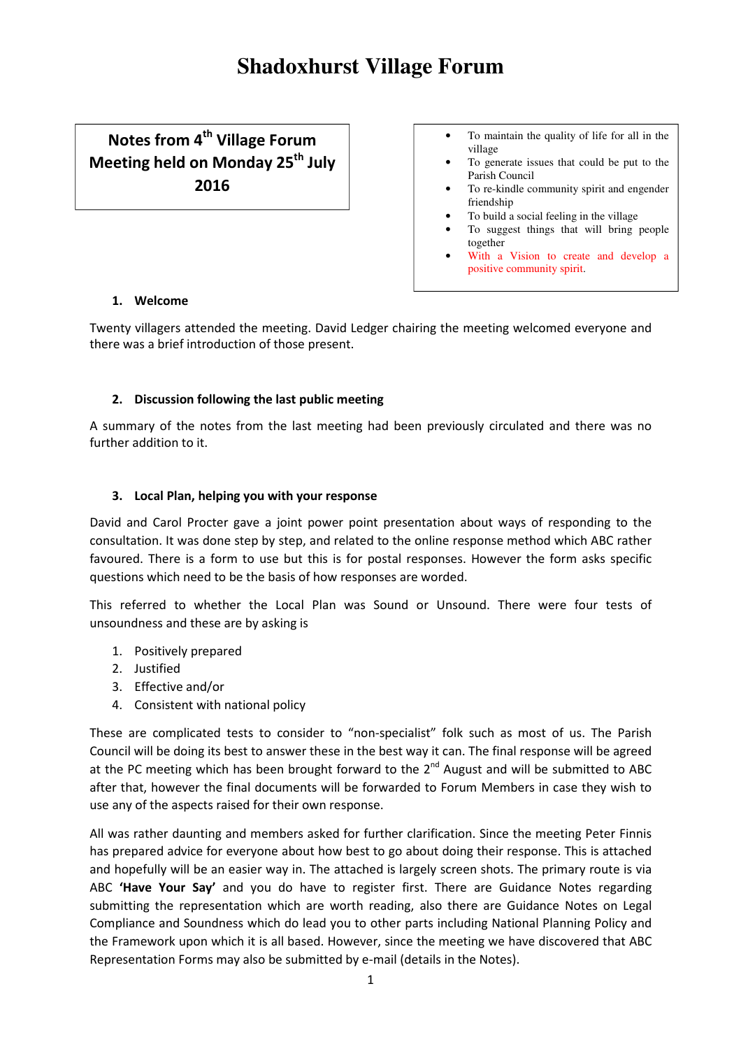# Shadoxhurst Village Forum

**Notes from 4th Village Forum Meeting held on Monday 25th July 2016**

- To maintain the quality of life for all in the village
- To generate issues that could be put to the Parish Council
- To re-kindle community spirit and engender friendship
- To build a social feeling in the village
- To suggest things that will bring people together
- With a Vision to create and develop a positive community spirit.

### 1. Welcome

Twenty villagers attended the meeting. David Ledger chairing the meeting welcomed everyone and there was a brief introduction of those present.

### 2. Discussion following the last public meeting

A summary of the notes from the last meeting had been previously circulated and there was no further addition to it.

### 3. Local Plan, helping you with your response

David and Carol Procter gave a joint power point presentation about ways of responding to the consultation. It was done step by step, and related to the online response method which ABC rather favoured. There is a form to use but this is for postal responses. However the form asks specific questions which need to be the basis of how responses are worded.

This referred to whether the Local Plan was Sound or Unsound. There were four tests of unsoundness and these are by asking is

1. Positively prepared
2. Justified
3. Effective and/or
4. Consistent with national policy

These are complicated tests to consider to "non-specialist" folk such as most of us. The Parish Council will be doing its best to answer these in the best way it can. The final response will be agreed at the PC meeting which has been brought forward to the 2nd August and will be submitted to ABC after that, however the final documents will be forwarded to Forum Members in case they wish to use any of the aspects raised for their own response.

All was rather daunting and members asked for further clarification. Since the meeting Peter Finnis has prepared advice for everyone about how best to go about doing their response. This is attached and hopefully will be an easier way in. The attached is largely screen shots. The primary route is via ABC **'Have Your Say'** and you do have to register first. There are Guidance Notes regarding submitting the representation which are worth reading, also there are Guidance Notes on Legal Compliance and Soundness which do lead you to other parts including National Planning Policy and the Framework upon which it is all based. However, since the meeting we have discovered that ABC Representation Forms may also be submitted by e-mail (details in the Notes).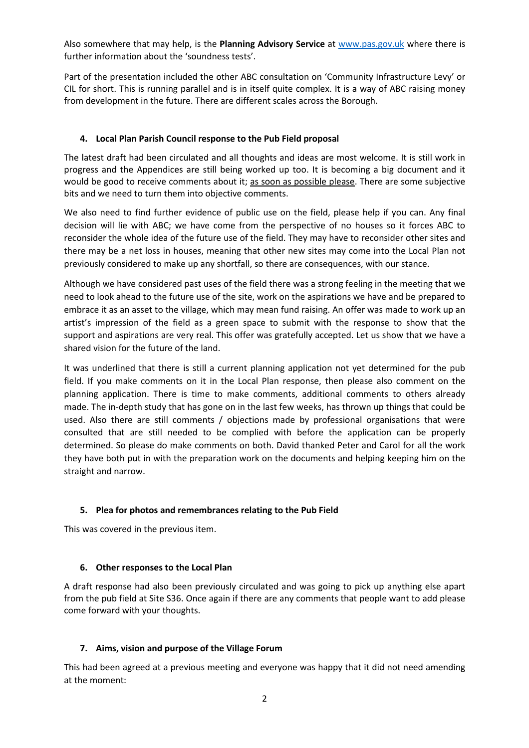Also somewhere that may help, is the **Planning Advisory Service** at [www.pas.gov.uk](www.pas.gov.uk) where there is further information about the 'soundness tests'.

Part of the presentation included the other ABC consultation on 'Community Infrastructure Levy' or CIL for short. This is running parallel and is in itself quite complex. It is a way of ABC raising money from development in the future. There are different scales across the Borough.

#### 4. Local Plan Parish Council response to the Pub Field proposal

The latest draft had been circulated and all thoughts and ideas are most welcome. It is still work in progress and the Appendices are still being worked up too. It is becoming a big document and it would be good to receive comments about it; <u>as soon as possible please</u>. There are some subjective bits and we need to turn them into objective comments.

We also need to find further evidence of public use on the field, please help if you can. Any final decision will lie with ABC; we have come from the perspective of no houses so it forces ABC to reconsider the whole idea of the future use of the field. They may have to reconsider other sites and there may be a net loss in houses, meaning that other new sites may come into the Local Plan not previously considered to make up any shortfall, so there are consequences, with our stance.

Although we have considered past uses of the field there was a strong feeling in the meeting that we need to look ahead to the future use of the site, work on the aspirations we have and be prepared to embrace it as an asset to the village, which may mean fund raising. An offer was made to work up an artist's impression of the field as a green space to submit with the response to show that the support and aspirations are very real. This offer was gratefully accepted. Let us show that we have a shared vision for the future of the land.

It was underlined that there is still a current planning application not yet determined for the pub field. If you make comments on it in the Local Plan response, then please also comment on the planning application. There is time to make comments, additional comments to others already made. The in-depth study that has gone on in the last few weeks, has thrown up things that could be used. Also there are still comments / objections made by professional organisations that were consulted that are still needed to be complied with before the application can be properly determined. So please do make comments on both. David thanked Peter and Carol for all the work they have both put in with the preparation work on the documents and helping keeping him on the straight and narrow.

#### 5. Plea for photos and remembrances relating to the Pub Field

This was covered in the previous item.

#### 6. Other responses to the Local Plan

A draft response had also been previously circulated and was going to pick up anything else apart from the pub field at Site S36. Once again if there are any comments that people want to add please come forward with your thoughts.

#### 7. Aims, vision and purpose of the Village Forum

This had been agreed at a previous meeting and everyone was happy that it did not need amending at the moment: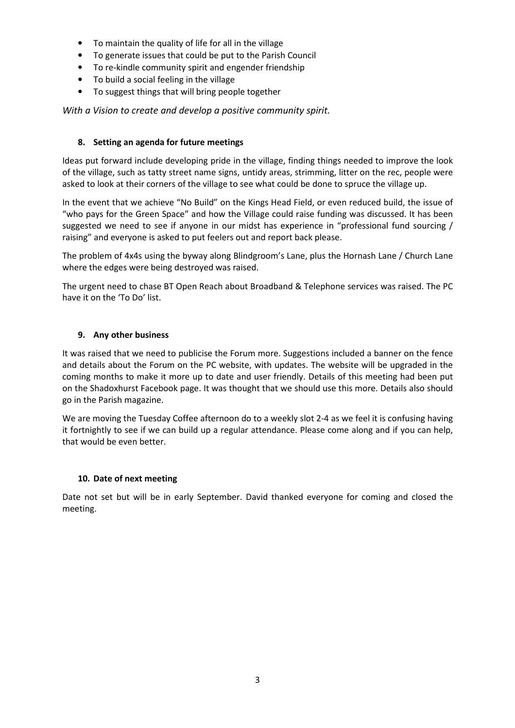- To maintain the quality of life for all in the village
- To generate issues that could be put to the Parish Council
- To re-kindle community spirit and engender friendship
- To build a social feeling in the village
- To suggest things that will bring people together

*With a Vision to create and develop a positive community spirit.*

### 8. Setting an agenda for future meetings

Ideas put forward include developing pride in the village, finding things needed to improve the look of the village, such as tatty street name signs, untidy areas, strimming, litter on the rec, people were asked to look at their corners of the village to see what could be done to spruce the village up.

In the event that we achieve "No Build" on the Kings Head Field, or even reduced build, the issue of "who pays for the Green Space" and how the Village could raise funding was discussed. It has been suggested we need to see if anyone in our midst has experience in "professional fund sourcing / raising" and everyone is asked to put feelers out and report back please.

The problem of 4x4s using the byway along Blindgroom's Lane, plus the Hornash Lane / Church Lane where the edges were being destroyed was raised.

The urgent need to chase BT Open Reach about Broadband & Telephone services was raised. The PC have it on the 'To Do' list.

### 9. Any other business

It was raised that we need to publicise the Forum more. Suggestions included a banner on the fence and details about the Forum on the PC website, with updates. The website will be upgraded in the coming months to make it more up to date and user friendly. Details of this meeting had been put on the Shadoxhurst Facebook page. It was thought that we should use this more. Details also should go in the Parish magazine.

We are moving the Tuesday Coffee afternoon do to a weekly slot 2-4 as we feel it is confusing having it fortnightly to see if we can build up a regular attendance. Please come along and if you can help, that would be even better.

### 10. Date of next meeting

Date not set but will be in early September. David thanked everyone for coming and closed the meeting.